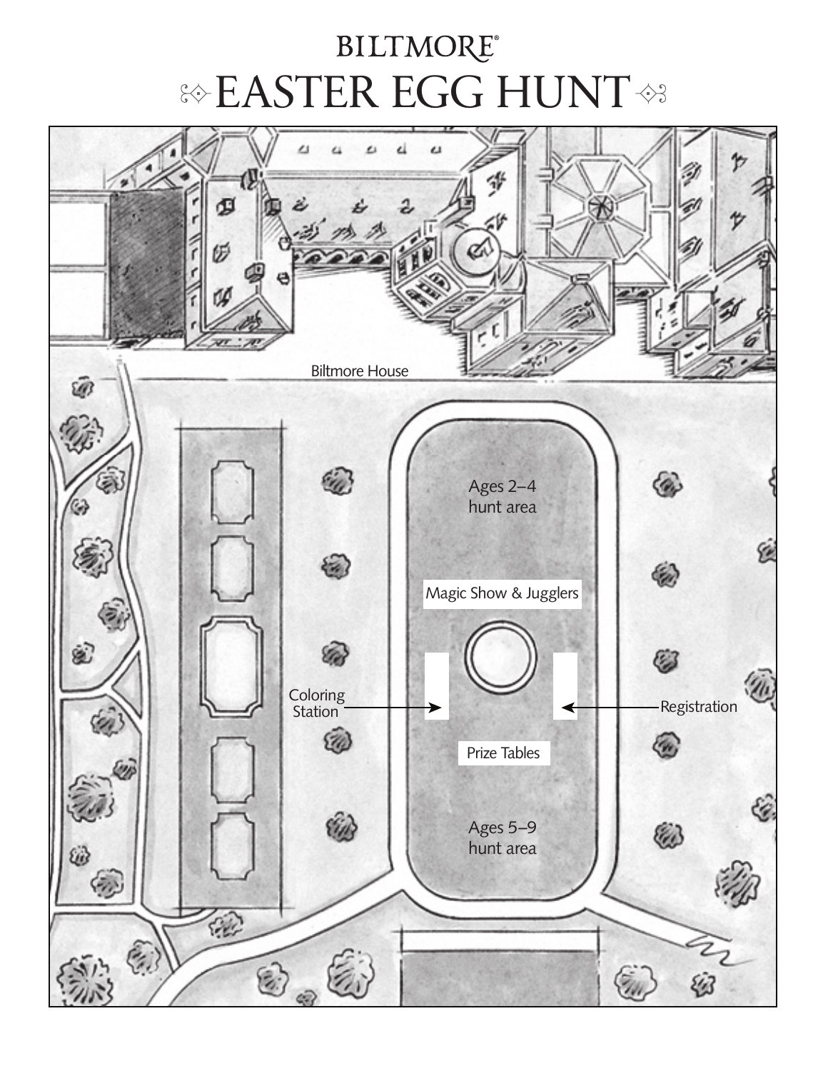# BILTMORE®

# EASTER EGG HUNT

Biltmore House

Ages 2–4
hunt area

Magic Show & Jugglers

Coloring
Station

Registration

Prize Tables

Ages 5–9
hunt area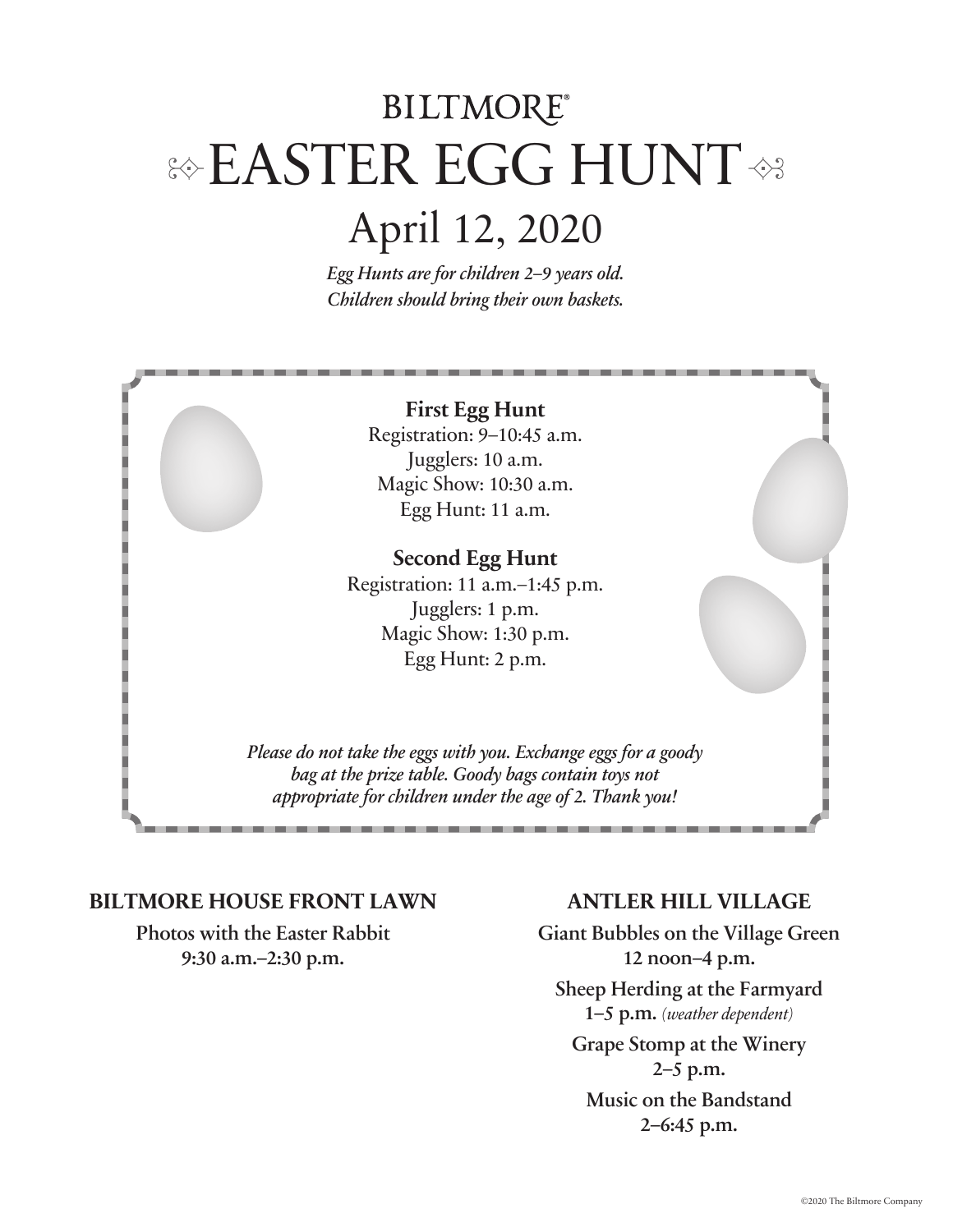# BILTMORE®

# EASTER EGG HUNT

## April 12, 2020

*Egg Hunts are for children 2–9 years old.*
*Children should bring their own baskets.*

**First Egg Hunt**

Registration: 9–10:45 a.m.
Jugglers: 10 a.m.
Magic Show: 10:30 a.m.
Egg Hunt: 11 a.m.

**Second Egg Hunt**

Registration: 11 a.m.–1:45 p.m.
Jugglers: 1 p.m.
Magic Show: 1:30 p.m.
Egg Hunt: 2 p.m.

*Please do not take the eggs with you. Exchange eggs for a goody bag at the prize table. Goody bags contain toys not appropriate for children under the age of 2. Thank you!*

### BILTMORE HOUSE FRONT LAWN

**Photos with the Easter Rabbit**
**9:30 a.m.–2:30 p.m.**

### ANTLER HILL VILLAGE

**Giant Bubbles on the Village Green**
**12 noon–4 p.m.**

**Sheep Herding at the Farmyard**
**1–5 p.m.** *(weather dependent)*

**Grape Stomp at the Winery**
**2–5 p.m.**

**Music on the Bandstand**
**2–6:45 p.m.**

©2020 The Biltmore Company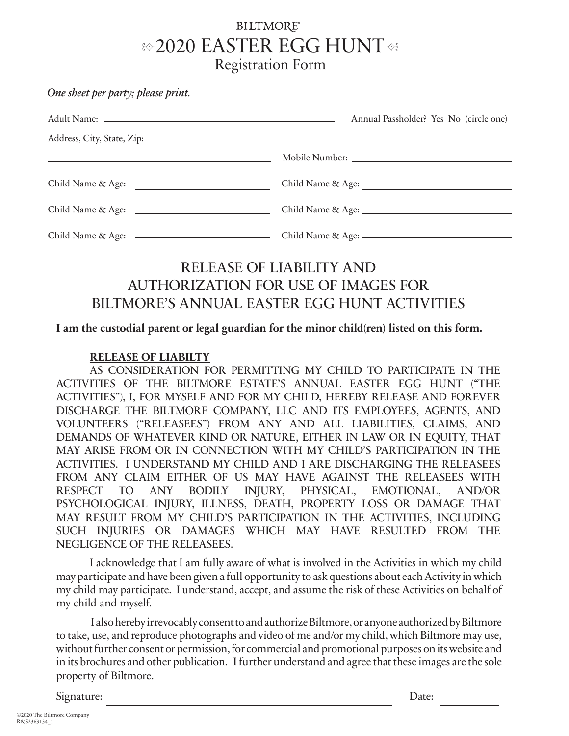BILTMORE®

# 2020 EASTER EGG HUNT

## Registration Form

*One sheet per party; please print.*

Adult Name: ______________________________ Annual Passholder? Yes No (circle one)

Address, City, State, Zip: ______________________________

______________________________ Mobile Number: ______________________________

Child Name & Age: ______________________________ Child Name & Age: ______________________________

Child Name & Age: ______________________________ Child Name & Age: ______________________________

Child Name & Age: ______________________________ Child Name & Age: ______________________________

## RELEASE OF LIABILITY AND AUTHORIZATION FOR USE OF IMAGES FOR BILTMORE'S ANNUAL EASTER EGG HUNT ACTIVITIES

**I am the custodial parent or legal guardian for the minor child(ren) listed on this form.**

**RELEASE OF LIABILTY**

AS CONSIDERATION FOR PERMITTING MY CHILD TO PARTICIPATE IN THE ACTIVITIES OF THE BILTMORE ESTATE'S ANNUAL EASTER EGG HUNT ("THE ACTIVITIES"), I, FOR MYSELF AND FOR MY CHILD, HEREBY RELEASE AND FOREVER DISCHARGE THE BILTMORE COMPANY, LLC AND ITS EMPLOYEES, AGENTS, AND VOLUNTEERS ("RELEASEES") FROM ANY AND ALL LIABILITIES, CLAIMS, AND DEMANDS OF WHATEVER KIND OR NATURE, EITHER IN LAW OR IN EQUITY, THAT MAY ARISE FROM OR IN CONNECTION WITH MY CHILD'S PARTICIPATION IN THE ACTIVITIES. I UNDERSTAND MY CHILD AND I ARE DISCHARGING THE RELEASEES FROM ANY CLAIM EITHER OF US MAY HAVE AGAINST THE RELEASEES WITH RESPECT TO ANY BODILY INJURY, PHYSICAL, EMOTIONAL, AND/OR PSYCHOLOGICAL INJURY, ILLNESS, DEATH, PROPERTY LOSS OR DAMAGE THAT MAY RESULT FROM MY CHILD'S PARTICIPATION IN THE ACTIVITIES, INCLUDING SUCH INJURIES OR DAMAGES WHICH MAY HAVE RESULTED FROM THE NEGLIGENCE OF THE RELEASEES.

I acknowledge that I am fully aware of what is involved in the Activities in which my child may participate and have been given a full opportunity to ask questions about each Activity in which my child may participate. I understand, accept, and assume the risk of these Activities on behalf of my child and myself.

I also hereby irrevocably consent to and authorize Biltmore, or anyone authorized by Biltmore to take, use, and reproduce photographs and video of me and/or my child, which Biltmore may use, without further consent or permission, for commercial and promotional purposes on its website and in its brochures and other publication. I further understand and agree that these images are the sole property of Biltmore.

Signature: ______________________________ Date: ____________

©2020 The Biltmore Company
R&S2363134_1